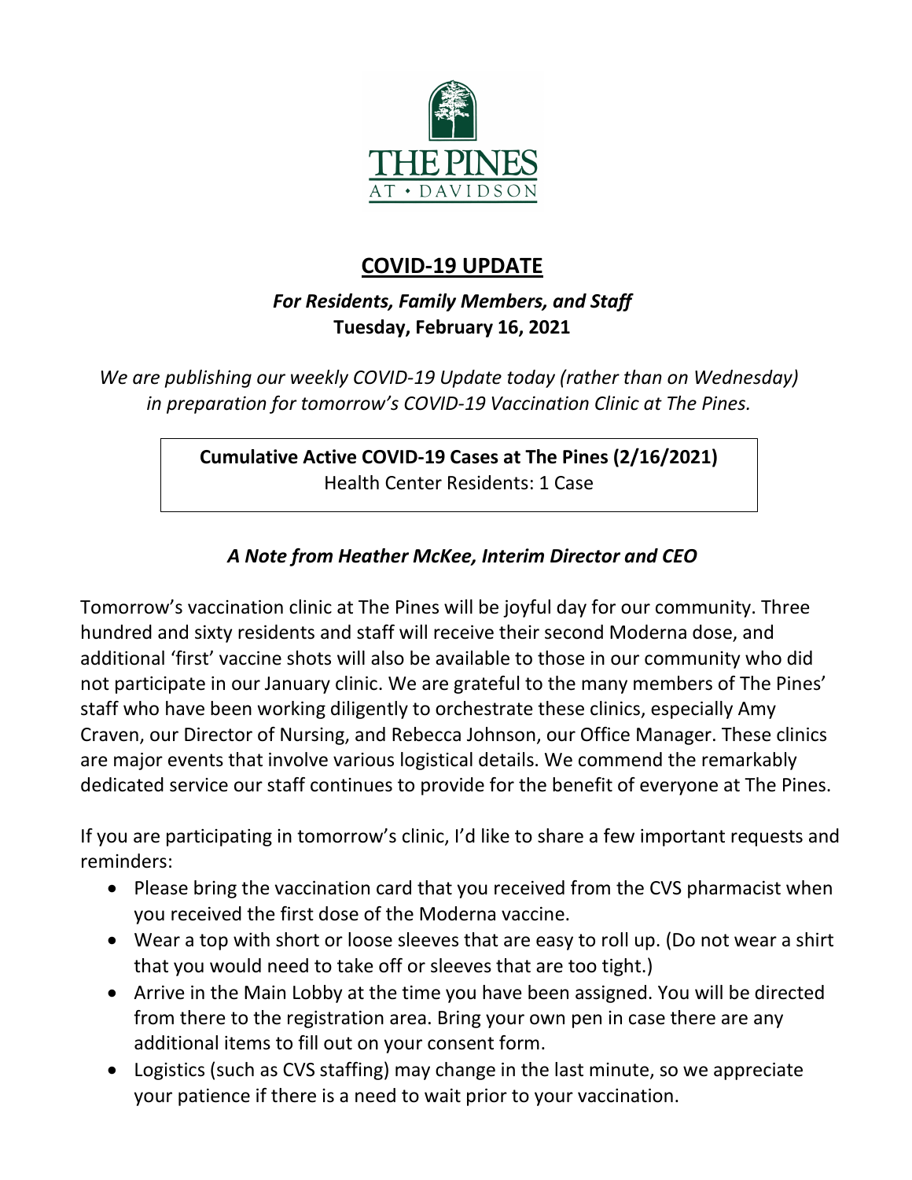THE PINES AT • DAVIDSON

# COVID-19 UPDATE

***For Residents, Family Members, and Staff***

**Tuesday, February 16, 2021**

*We are publishing our weekly COVID-19 Update today (rather than on Wednesday) in preparation for tomorrow's COVID-19 Vaccination Clinic at The Pines.*

**Cumulative Active COVID-19 Cases at The Pines (2/16/2021)**
Health Center Residents: 1 Case

### *A Note from Heather McKee, Interim Director and CEO*

Tomorrow's vaccination clinic at The Pines will be joyful day for our community. Three hundred and sixty residents and staff will receive their second Moderna dose, and additional 'first' vaccine shots will also be available to those in our community who did not participate in our January clinic. We are grateful to the many members of The Pines' staff who have been working diligently to orchestrate these clinics, especially Amy Craven, our Director of Nursing, and Rebecca Johnson, our Office Manager. These clinics are major events that involve various logistical details. We commend the remarkably dedicated service our staff continues to provide for the benefit of everyone at The Pines.

If you are participating in tomorrow's clinic, I'd like to share a few important requests and reminders:

- Please bring the vaccination card that you received from the CVS pharmacist when you received the first dose of the Moderna vaccine.
- Wear a top with short or loose sleeves that are easy to roll up. (Do not wear a shirt that you would need to take off or sleeves that are too tight.)
- Arrive in the Main Lobby at the time you have been assigned. You will be directed from there to the registration area. Bring your own pen in case there are any additional items to fill out on your consent form.
- Logistics (such as CVS staffing) may change in the last minute, so we appreciate your patience if there is a need to wait prior to your vaccination.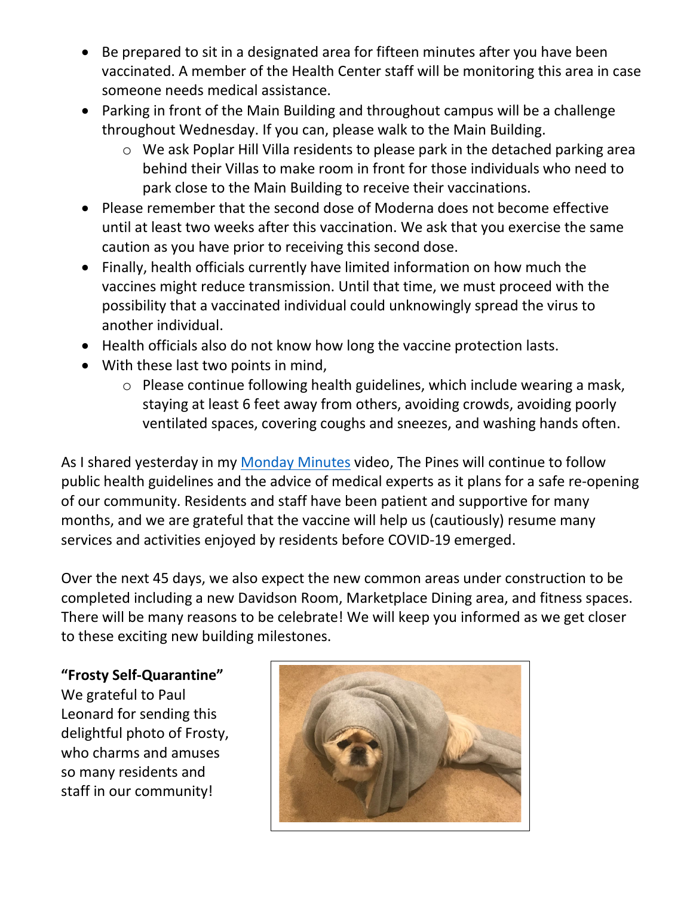- Be prepared to sit in a designated area for fifteen minutes after you have been vaccinated. A member of the Health Center staff will be monitoring this area in case someone needs medical assistance.
- Parking in front of the Main Building and throughout campus will be a challenge throughout Wednesday. If you can, please walk to the Main Building.
    - We ask Poplar Hill Villa residents to please park in the detached parking area behind their Villas to make room in front for those individuals who need to park close to the Main Building to receive their vaccinations.
- Please remember that the second dose of Moderna does not become effective until at least two weeks after this vaccination. We ask that you exercise the same caution as you have prior to receiving this second dose.
- Finally, health officials currently have limited information on how much the vaccines might reduce transmission. Until that time, we must proceed with the possibility that a vaccinated individual could unknowingly spread the virus to another individual.
- Health officials also do not know how long the vaccine protection lasts.
- With these last two points in mind,
    - Please continue following health guidelines, which include wearing a mask, staying at least 6 feet away from others, avoiding crowds, avoiding poorly ventilated spaces, covering coughs and sneezes, and washing hands often.

As I shared yesterday in my Monday Minutes video, The Pines will continue to follow public health guidelines and the advice of medical experts as it plans for a safe re-opening of our community. Residents and staff have been patient and supportive for many months, and we are grateful that the vaccine will help us (cautiously) resume many services and activities enjoyed by residents before COVID-19 emerged.

Over the next 45 days, we also expect the new common areas under construction to be completed including a new Davidson Room, Marketplace Dining area, and fitness spaces. There will be many reasons to be celebrate! We will keep you informed as we get closer to these exciting new building milestones.

**"Frosty Self-Quarantine"**
We grateful to Paul Leonard for sending this delightful photo of Frosty, who charms and amuses so many residents and staff in our community!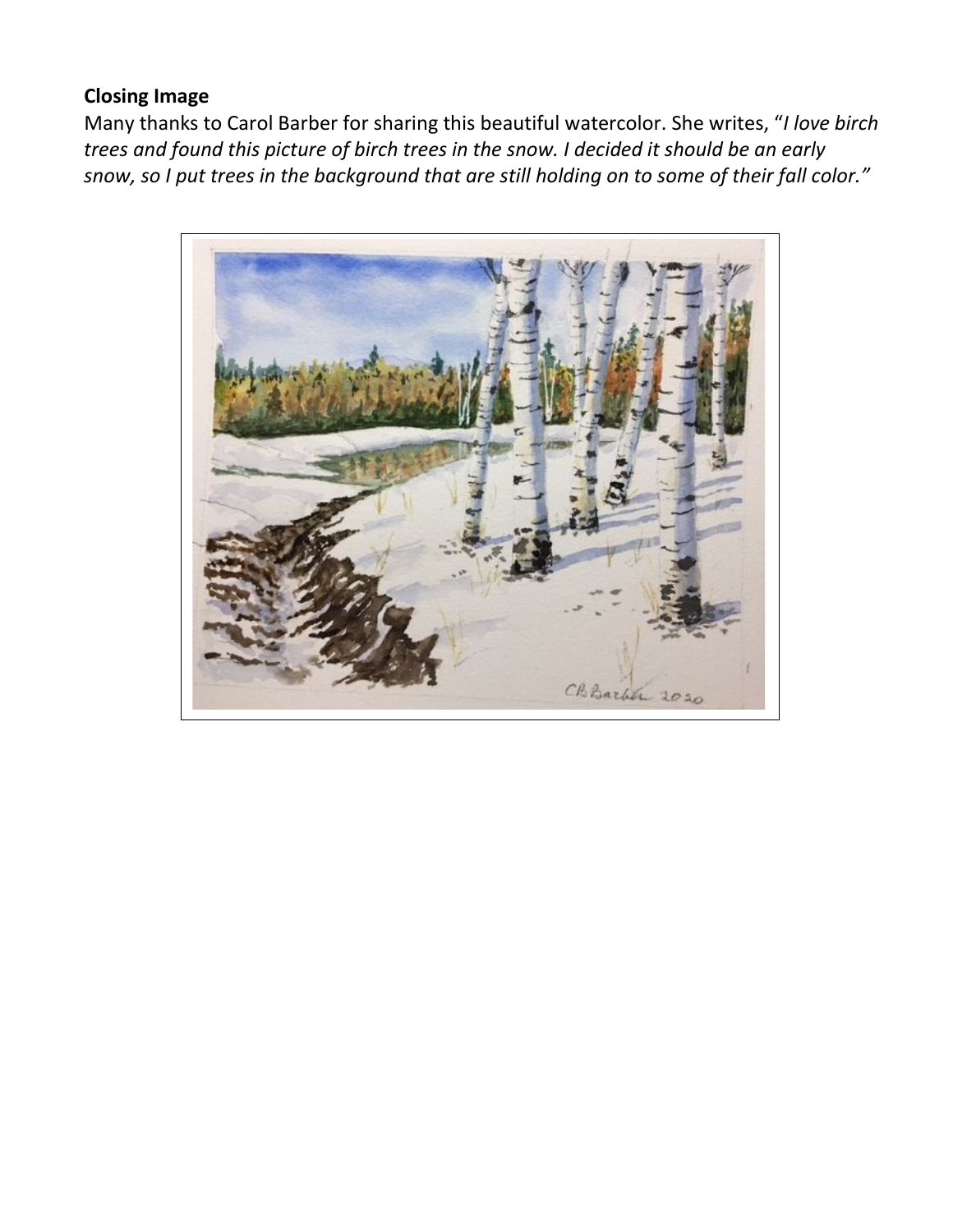**Closing Image**

Many thanks to Carol Barber for sharing this beautiful watercolor. She writes, "*I love birch trees and found this picture of birch trees in the snow. I decided it should be an early snow, so I put trees in the background that are still holding on to some of their fall color."*